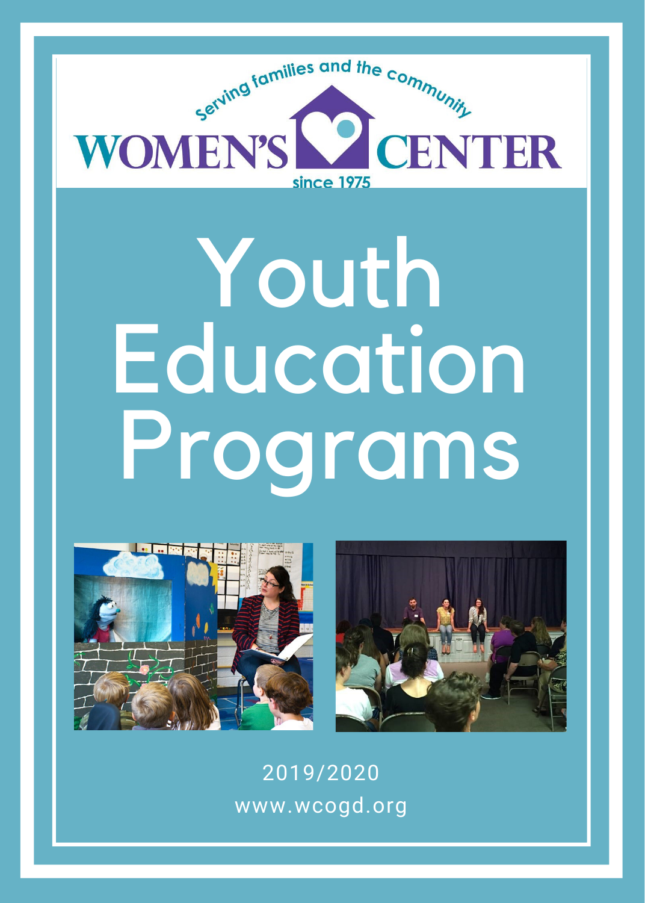Serving families and the community

WOMEN'S CENTER

since 1975

# Youth Education Programs

2019/2020

www.wcogd.org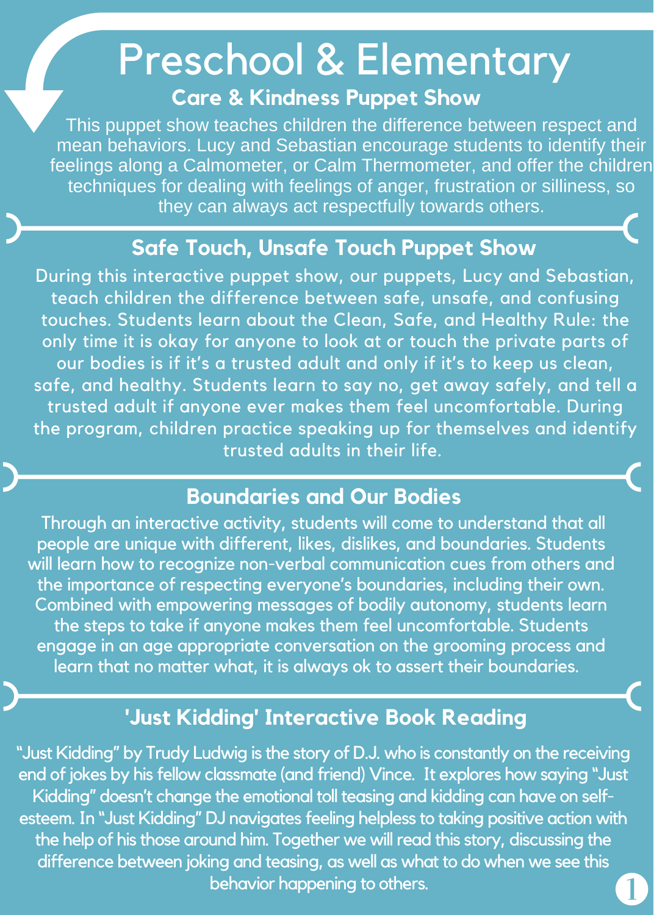# Preschool & Elementary

## Care & Kindness Puppet Show

This puppet show teaches children the difference between respect and mean behaviors. Lucy and Sebastian encourage students to identify their feelings along a Calmometer, or Calm Thermometer, and offer the children techniques for dealing with feelings of anger, frustration or silliness, so they can always act respectfully towards others.

## Safe Touch, Unsafe Touch Puppet Show

During this interactive puppet show, our puppets, Lucy and Sebastian, teach children the difference between safe, unsafe, and confusing touches. Students learn about the Clean, Safe, and Healthy Rule: the only time it is okay for anyone to look at or touch the private parts of our bodies is if it's a trusted adult and only if it's to keep us clean, safe, and healthy. Students learn to say no, get away safely, and tell a trusted adult if anyone ever makes them feel uncomfortable. During the program, children practice speaking up for themselves and identify trusted adults in their life.

## Boundaries and Our Bodies

Through an interactive activity, students will come to understand that all people are unique with different, likes, dislikes, and boundaries. Students will learn how to recognize non-verbal communication cues from others and the importance of respecting everyone's boundaries, including their own. Combined with empowering messages of bodily autonomy, students learn the steps to take if anyone makes them feel uncomfortable. Students engage in an age appropriate conversation on the grooming process and learn that no matter what, it is always ok to assert their boundaries.

## 'Just Kidding' Interactive Book Reading

"Just Kidding" by Trudy Ludwig is the story of D.J. who is constantly on the receiving end of jokes by his fellow classmate (and friend) Vince. It explores how saying "Just Kidding" doesn't change the emotional toll teasing and kidding can have on self-esteem. In "Just Kidding" DJ navigates feeling helpless to taking positive action with the help of his those around him. Together we will read this story, discussing the difference between joking and teasing, as well as what to do when we see this behavior happening to others.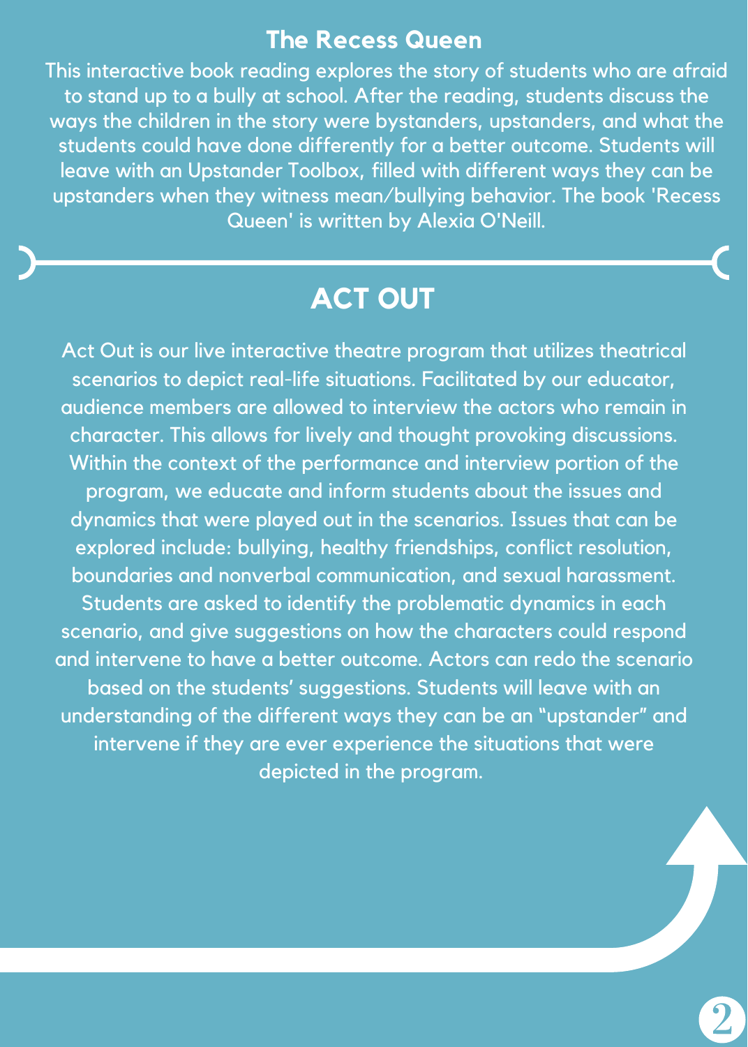## The Recess Queen

This interactive book reading explores the story of students who are afraid to stand up to a bully at school. After the reading, students discuss the ways the children in the story were bystanders, upstanders, and what the students could have done differently for a better outcome. Students will leave with an Upstander Toolbox, filled with different ways they can be upstanders when they witness mean/bullying behavior. The book 'Recess Queen' is written by Alexia O'Neill.

## ACT OUT

Act Out is our live interactive theatre program that utilizes theatrical scenarios to depict real-life situations. Facilitated by our educator, audience members are allowed to interview the actors who remain in character. This allows for lively and thought provoking discussions. Within the context of the performance and interview portion of the program, we educate and inform students about the issues and dynamics that were played out in the scenarios. Issues that can be explored include: bullying, healthy friendships, conflict resolution, boundaries and nonverbal communication, and sexual harassment. Students are asked to identify the problematic dynamics in each scenario, and give suggestions on how the characters could respond and intervene to have a better outcome. Actors can redo the scenario based on the students' suggestions. Students will leave with an understanding of the different ways they can be an "upstander" and intervene if they are ever experience the situations that were depicted in the program.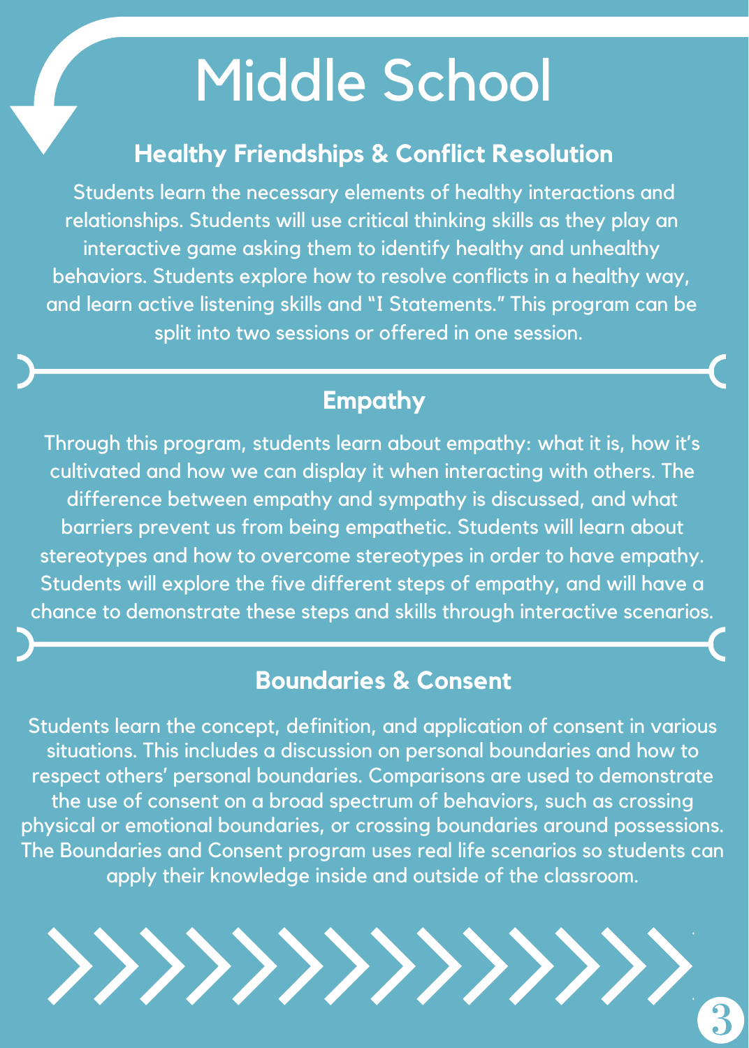# Middle School

## Healthy Friendships & Conflict Resolution

Students learn the necessary elements of healthy interactions and relationships. Students will use critical thinking skills as they play an interactive game asking them to identify healthy and unhealthy behaviors. Students explore how to resolve conflicts in a healthy way, and learn active listening skills and "I Statements." This program can be split into two sessions or offered in one session.

## Empathy

Through this program, students learn about empathy: what it is, how it's cultivated and how we can display it when interacting with others. The difference between empathy and sympathy is discussed, and what barriers prevent us from being empathetic. Students will learn about stereotypes and how to overcome stereotypes in order to have empathy. Students will explore the five different steps of empathy, and will have a chance to demonstrate these steps and skills through interactive scenarios.

## Boundaries & Consent

Students learn the concept, definition, and application of consent in various situations. This includes a discussion on personal boundaries and how to respect others' personal boundaries. Comparisons are used to demonstrate the use of consent on a broad spectrum of behaviors, such as crossing physical or emotional boundaries, or crossing boundaries around possessions. The Boundaries and Consent program uses real life scenarios so students can apply their knowledge inside and outside of the classroom.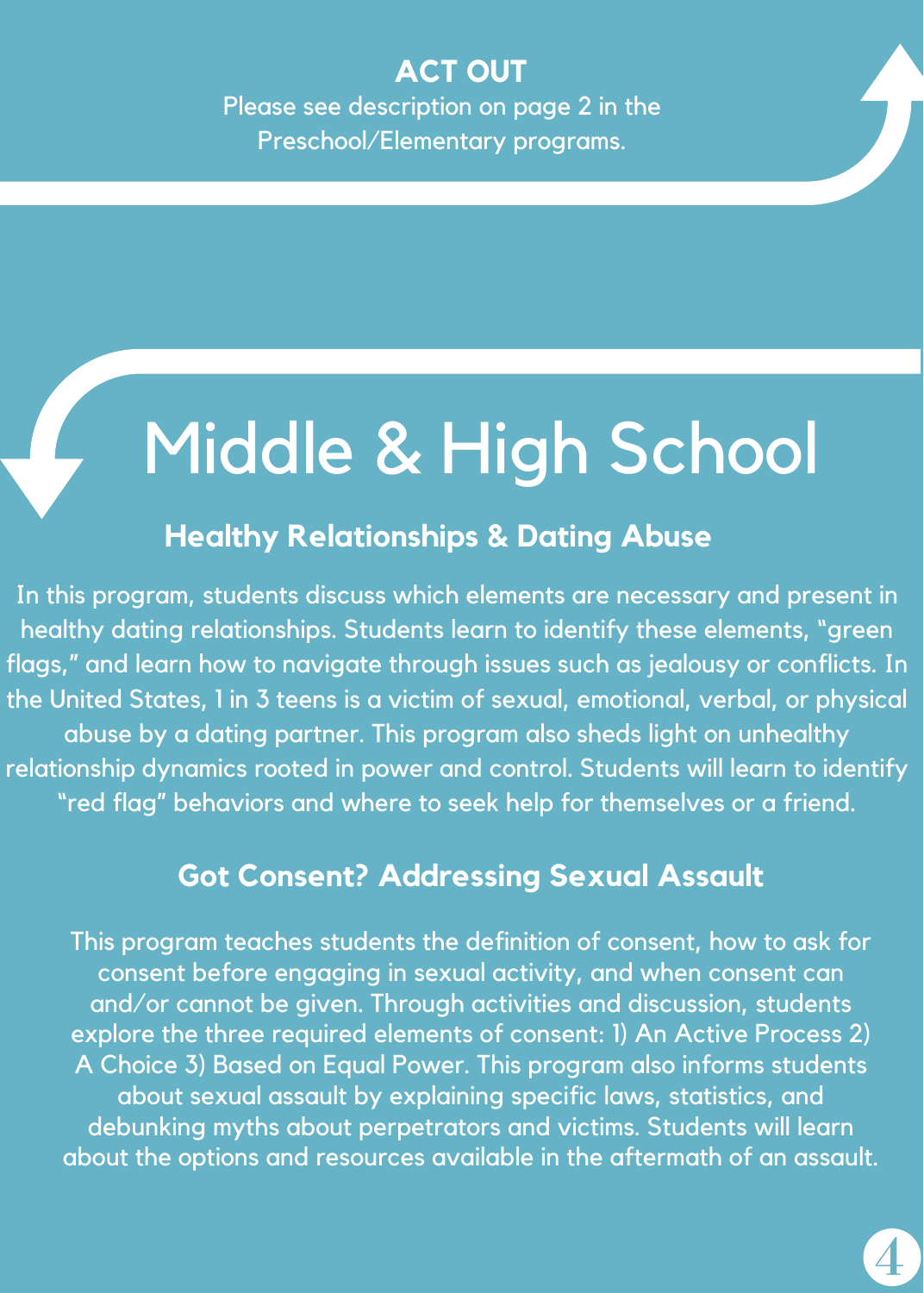### ACT OUT

Please see description on page 2 in the Preschool/Elementary programs.

# Middle & High School

## Healthy Relationships & Dating Abuse

In this program, students discuss which elements are necessary and present in healthy dating relationships. Students learn to identify these elements, "green flags," and learn how to navigate through issues such as jealousy or conflicts. In the United States, 1 in 3 teens is a victim of sexual, emotional, verbal, or physical abuse by a dating partner. This program also sheds light on unhealthy relationship dynamics rooted in power and control. Students will learn to identify "red flag" behaviors and where to seek help for themselves or a friend.

## Got Consent? Addressing Sexual Assault

This program teaches students the definition of consent, how to ask for consent before engaging in sexual activity, and when consent can and/or cannot be given. Through activities and discussion, students explore the three required elements of consent: 1) An Active Process 2) A Choice 3) Based on Equal Power. This program also informs students about sexual assault by explaining specific laws, statistics, and debunking myths about perpetrators and victims. Students will learn about the options and resources available in the aftermath of an assault.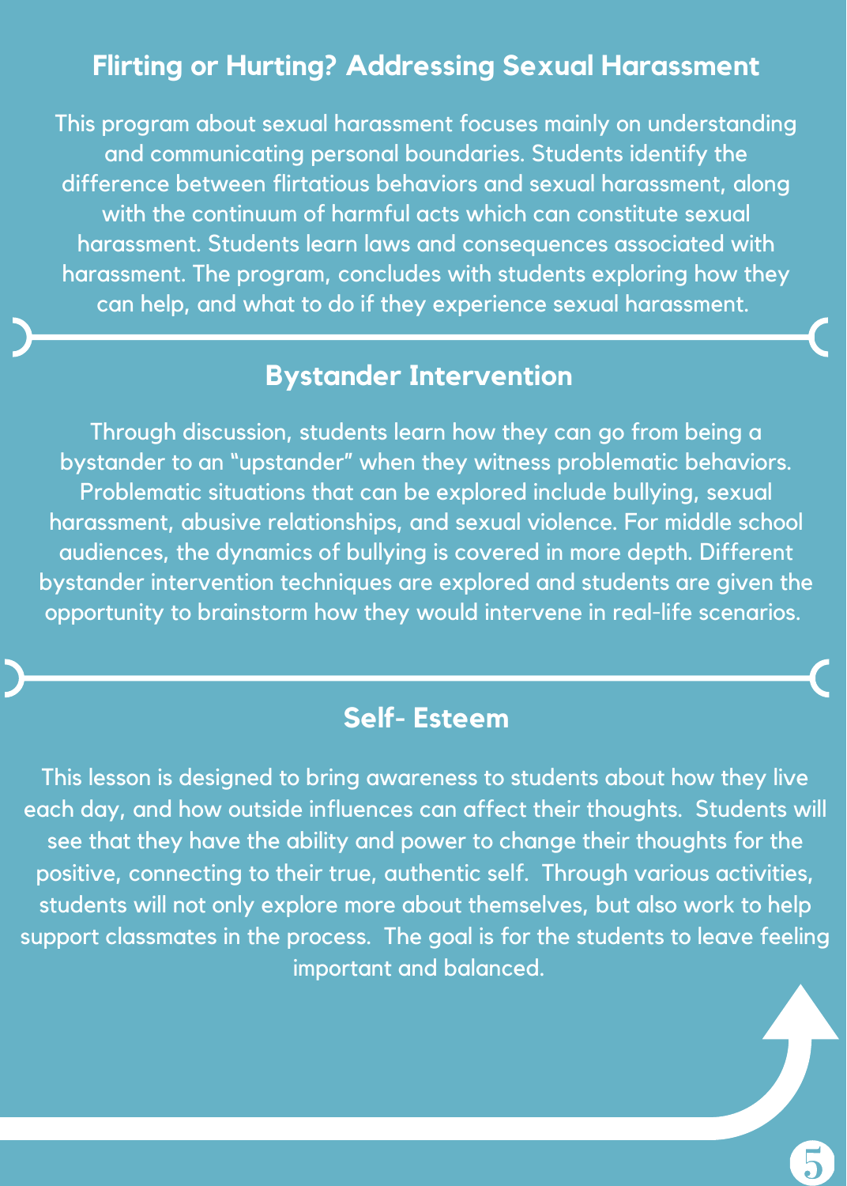## Flirting or Hurting? Addressing Sexual Harassment

This program about sexual harassment focuses mainly on understanding and communicating personal boundaries. Students identify the difference between flirtatious behaviors and sexual harassment, along with the continuum of harmful acts which can constitute sexual harassment. Students learn laws and consequences associated with harassment. The program, concludes with students exploring how they can help, and what to do if they experience sexual harassment.

## Bystander Intervention

Through discussion, students learn how they can go from being a bystander to an "upstander" when they witness problematic behaviors. Problematic situations that can be explored include bullying, sexual harassment, abusive relationships, and sexual violence. For middle school audiences, the dynamics of bullying is covered in more depth. Different bystander intervention techniques are explored and students are given the opportunity to brainstorm how they would intervene in real-life scenarios.

## Self- Esteem

This lesson is designed to bring awareness to students about how they live each day, and how outside influences can affect their thoughts. Students will see that they have the ability and power to change their thoughts for the positive, connecting to their true, authentic self. Through various activities, students will not only explore more about themselves, but also work to help support classmates in the process. The goal is for the students to leave feeling important and balanced.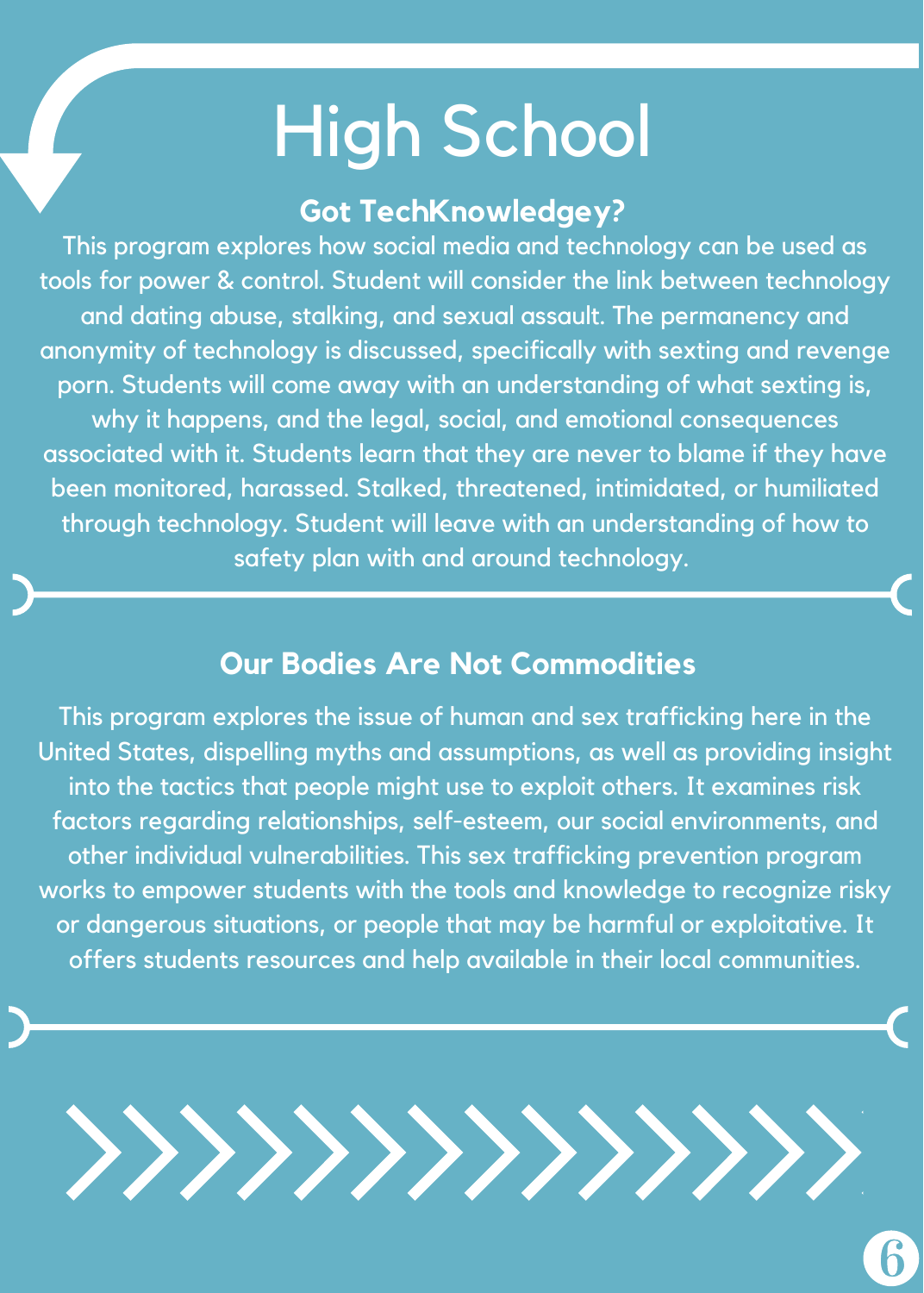# High School

## Got TechKnowledgey?

This program explores how social media and technology can be used as tools for power & control. Student will consider the link between technology and dating abuse, stalking, and sexual assault. The permanency and anonymity of technology is discussed, specifically with sexting and revenge porn. Students will come away with an understanding of what sexting is, why it happens, and the legal, social, and emotional consequences associated with it. Students learn that they are never to blame if they have been monitored, harassed. Stalked, threatened, intimidated, or humiliated through technology. Student will leave with an understanding of how to safety plan with and around technology.

## Our Bodies Are Not Commodities

This program explores the issue of human and sex trafficking here in the United States, dispelling myths and assumptions, as well as providing insight into the tactics that people might use to exploit others. It examines risk factors regarding relationships, self-esteem, our social environments, and other individual vulnerabilities. This sex trafficking prevention program works to empower students with the tools and knowledge to recognize risky or dangerous situations, or people that may be harmful or exploitative. It offers students resources and help available in their local communities.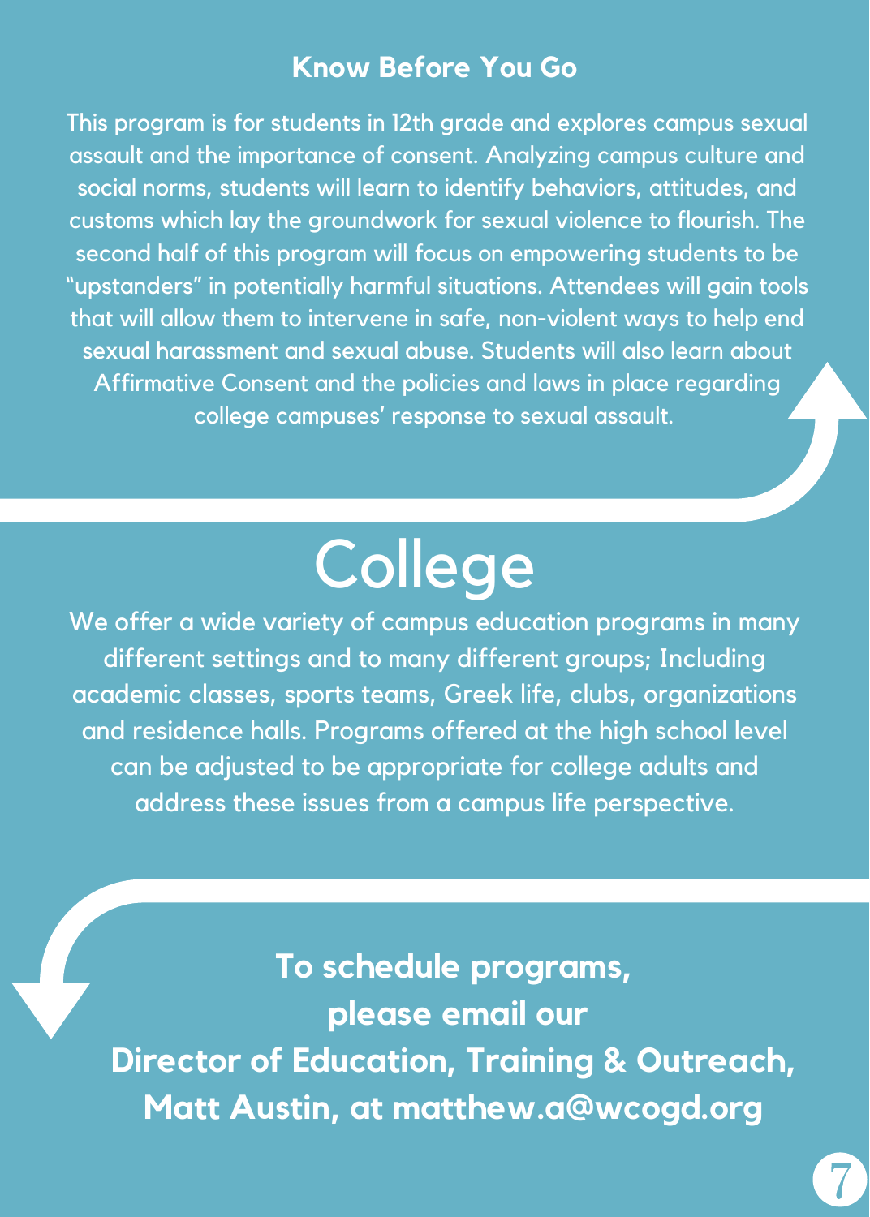### Know Before You Go

This program is for students in 12th grade and explores campus sexual assault and the importance of consent. Analyzing campus culture and social norms, students will learn to identify behaviors, attitudes, and customs which lay the groundwork for sexual violence to flourish. The second half of this program will focus on empowering students to be "upstanders" in potentially harmful situations. Attendees will gain tools that will allow them to intervene in safe, non-violent ways to help end sexual harassment and sexual abuse. Students will also learn about Affirmative Consent and the policies and laws in place regarding college campuses' response to sexual assault.

# College

We offer a wide variety of campus education programs in many different settings and to many different groups; Including academic classes, sports teams, Greek life, clubs, organizations and residence halls. Programs offered at the high school level can be adjusted to be appropriate for college adults and address these issues from a campus life perspective.

**To schedule programs, please email our Director of Education, Training & Outreach, Matt Austin, at matthew.a@wcogd.org**